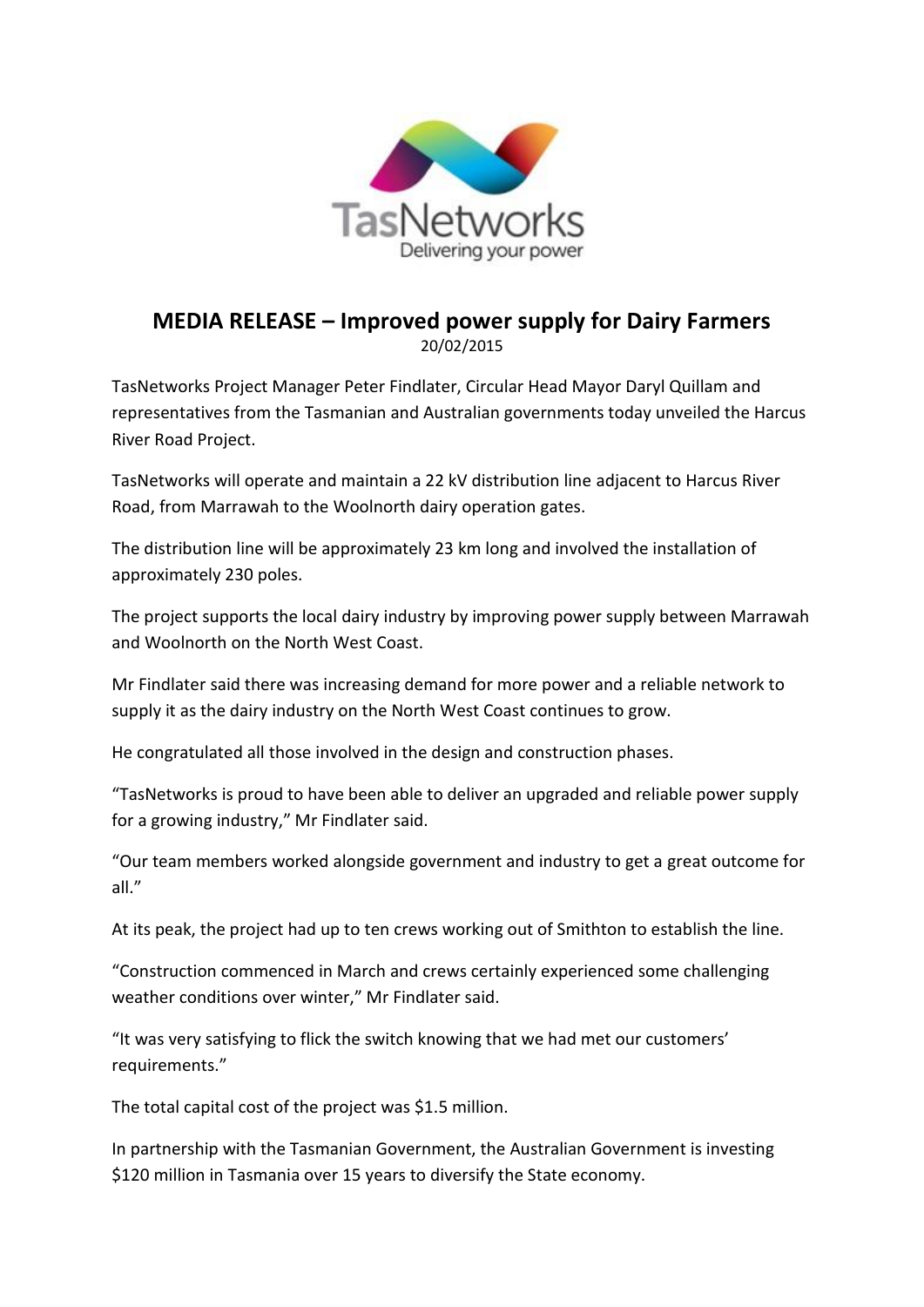# MEDIA RELEASE – Improved power supply for Dairy Farmers

20/02/2015

TasNetworks Project Manager Peter Findlater, Circular Head Mayor Daryl Quillam and representatives from the Tasmanian and Australian governments today unveiled the Harcus River Road Project.

TasNetworks will operate and maintain a 22 kV distribution line adjacent to Harcus River Road, from Marrawah to the Woolnorth dairy operation gates.

The distribution line will be approximately 23 km long and involved the installation of approximately 230 poles.

The project supports the local dairy industry by improving power supply between Marrawah and Woolnorth on the North West Coast.

Mr Findlater said there was increasing demand for more power and a reliable network to supply it as the dairy industry on the North West Coast continues to grow.

He congratulated all those involved in the design and construction phases.

"TasNetworks is proud to have been able to deliver an upgraded and reliable power supply for a growing industry," Mr Findlater said.

"Our team members worked alongside government and industry to get a great outcome for all."

At its peak, the project had up to ten crews working out of Smithton to establish the line.

"Construction commenced in March and crews certainly experienced some challenging weather conditions over winter," Mr Findlater said.

"It was very satisfying to flick the switch knowing that we had met our customers' requirements."

The total capital cost of the project was $1.5 million.

In partnership with the Tasmanian Government, the Australian Government is investing $120 million in Tasmania over 15 years to diversify the State economy.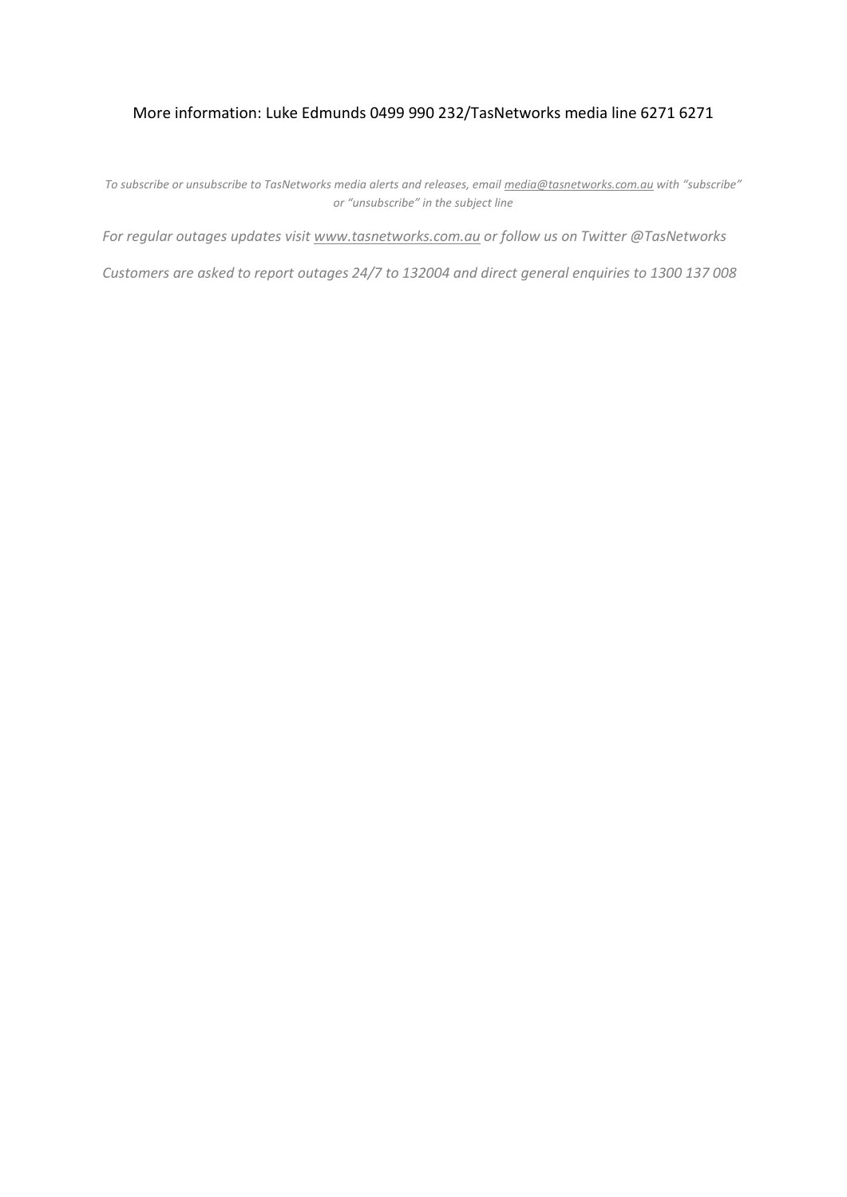More information: Luke Edmunds 0499 990 232/TasNetworks media line 6271 6271

*To subscribe or unsubscribe to TasNetworks media alerts and releases, email media@tasnetworks.com.au with "subscribe" or "unsubscribe" in the subject line*

*For regular outages updates visit www.tasnetworks.com.au or follow us on Twitter @TasNetworks*

*Customers are asked to report outages 24/7 to 132004 and direct general enquiries to 1300 137 008*